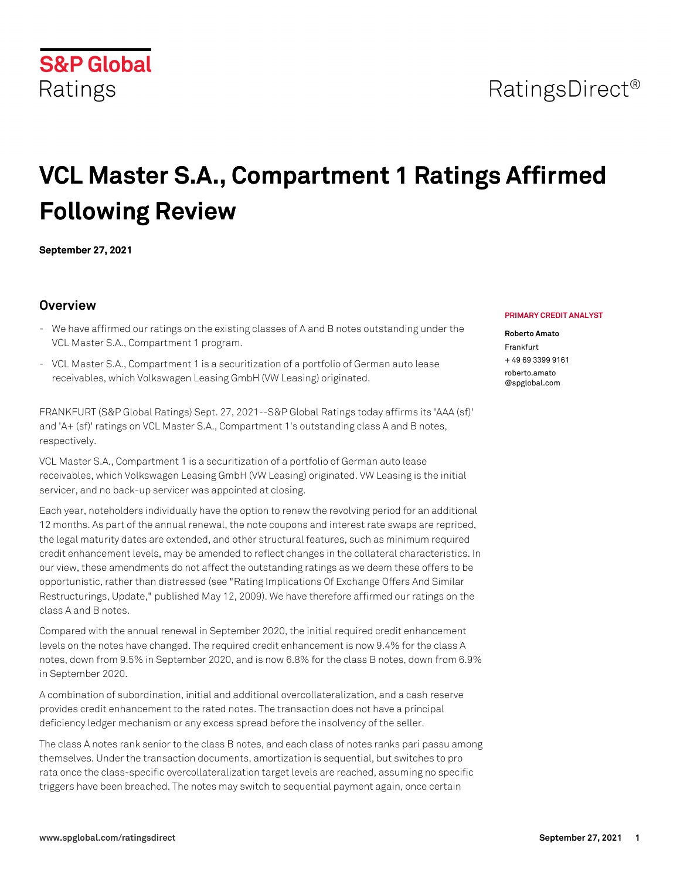S&P Global
Ratings

RatingsDirect®

# VCL Master S.A., Compartment 1 Ratings Affirmed Following Review

**September 27, 2021**

## Overview

- We have affirmed our ratings on the existing classes of A and B notes outstanding under the VCL Master S.A., Compartment 1 program.
- VCL Master S.A., Compartment 1 is a securitization of a portfolio of German auto lease receivables, which Volkswagen Leasing GmbH (VW Leasing) originated.

**PRIMARY CREDIT ANALYST**

**Roberto Amato**
Frankfurt
+ 49 69 3399 9161
roberto.amato
@spglobal.com

FRANKFURT (S&P Global Ratings) Sept. 27, 2021--S&P Global Ratings today affirms its 'AAA (sf)' and 'A+ (sf)' ratings on VCL Master S.A., Compartment 1's outstanding class A and B notes, respectively.

VCL Master S.A., Compartment 1 is a securitization of a portfolio of German auto lease receivables, which Volkswagen Leasing GmbH (VW Leasing) originated. VW Leasing is the initial servicer, and no back-up servicer was appointed at closing.

Each year, noteholders individually have the option to renew the revolving period for an additional 12 months. As part of the annual renewal, the note coupons and interest rate swaps are repriced, the legal maturity dates are extended, and other structural features, such as minimum required credit enhancement levels, may be amended to reflect changes in the collateral characteristics. In our view, these amendments do not affect the outstanding ratings as we deem these offers to be opportunistic, rather than distressed (see "Rating Implications Of Exchange Offers And Similar Restructurings, Update," published May 12, 2009). We have therefore affirmed our ratings on the class A and B notes.

Compared with the annual renewal in September 2020, the initial required credit enhancement levels on the notes have changed. The required credit enhancement is now 9.4% for the class A notes, down from 9.5% in September 2020, and is now 6.8% for the class B notes, down from 6.9% in September 2020.

A combination of subordination, initial and additional overcollateralization, and a cash reserve provides credit enhancement to the rated notes. The transaction does not have a principal deficiency ledger mechanism or any excess spread before the insolvency of the seller.

The class A notes rank senior to the class B notes, and each class of notes ranks pari passu among themselves. Under the transaction documents, amortization is sequential, but switches to pro rata once the class-specific overcollateralization target levels are reached, assuming no specific triggers have been breached. The notes may switch to sequential payment again, once certain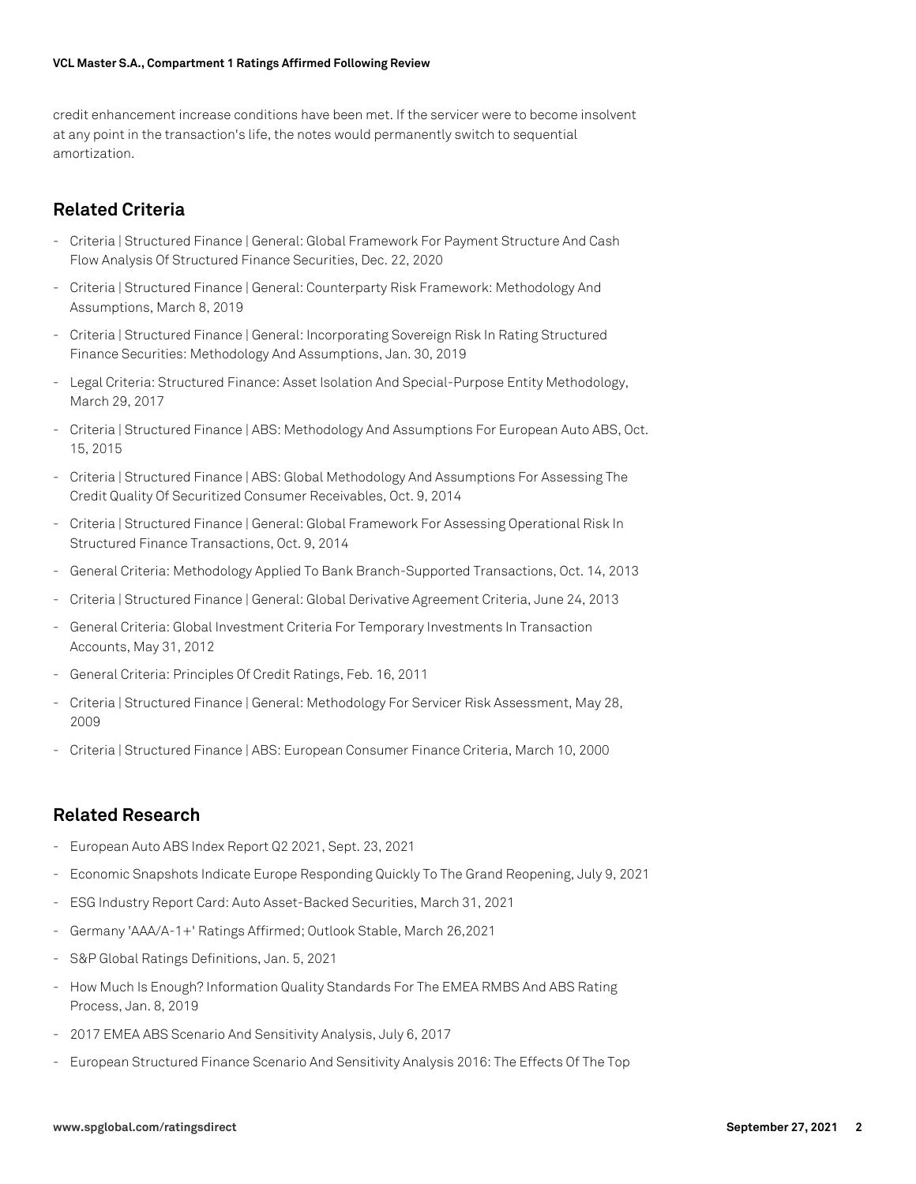credit enhancement increase conditions have been met. If the servicer were to become insolvent at any point in the transaction's life, the notes would permanently switch to sequential amortization.

## Related Criteria

- Criteria | Structured Finance | General: Global Framework For Payment Structure And Cash Flow Analysis Of Structured Finance Securities, Dec. 22, 2020
- Criteria | Structured Finance | General: Counterparty Risk Framework: Methodology And Assumptions, March 8, 2019
- Criteria | Structured Finance | General: Incorporating Sovereign Risk In Rating Structured Finance Securities: Methodology And Assumptions, Jan. 30, 2019
- Legal Criteria: Structured Finance: Asset Isolation And Special-Purpose Entity Methodology, March 29, 2017
- Criteria | Structured Finance | ABS: Methodology And Assumptions For European Auto ABS, Oct. 15, 2015
- Criteria | Structured Finance | ABS: Global Methodology And Assumptions For Assessing The Credit Quality Of Securitized Consumer Receivables, Oct. 9, 2014
- Criteria | Structured Finance | General: Global Framework For Assessing Operational Risk In Structured Finance Transactions, Oct. 9, 2014
- General Criteria: Methodology Applied To Bank Branch-Supported Transactions, Oct. 14, 2013
- Criteria | Structured Finance | General: Global Derivative Agreement Criteria, June 24, 2013
- General Criteria: Global Investment Criteria For Temporary Investments In Transaction Accounts, May 31, 2012
- General Criteria: Principles Of Credit Ratings, Feb. 16, 2011
- Criteria | Structured Finance | General: Methodology For Servicer Risk Assessment, May 28, 2009
- Criteria | Structured Finance | ABS: European Consumer Finance Criteria, March 10, 2000

## Related Research

- European Auto ABS Index Report Q2 2021, Sept. 23, 2021
- Economic Snapshots Indicate Europe Responding Quickly To The Grand Reopening, July 9, 2021
- ESG Industry Report Card: Auto Asset-Backed Securities, March 31, 2021
- Germany 'AAA/A-1+' Ratings Affirmed; Outlook Stable, March 26,2021
- S&P Global Ratings Definitions, Jan. 5, 2021
- How Much Is Enough? Information Quality Standards For The EMEA RMBS And ABS Rating Process, Jan. 8, 2019
- 2017 EMEA ABS Scenario And Sensitivity Analysis, July 6, 2017
- European Structured Finance Scenario And Sensitivity Analysis 2016: The Effects Of The Top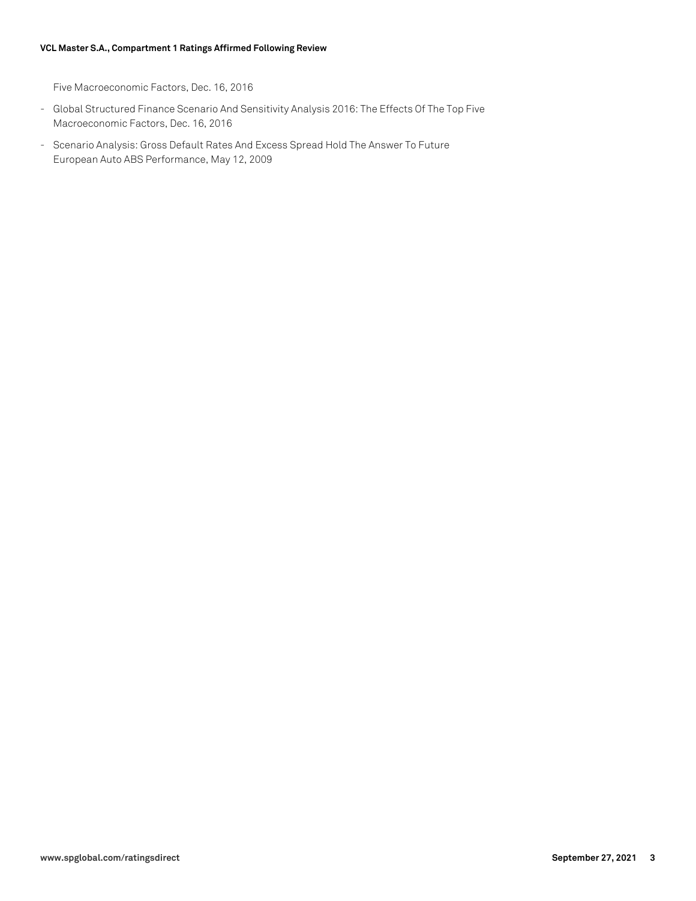Five Macroeconomic Factors, Dec. 16, 2016

- Global Structured Finance Scenario And Sensitivity Analysis 2016: The Effects Of The Top Five Macroeconomic Factors, Dec. 16, 2016
- Scenario Analysis: Gross Default Rates And Excess Spread Hold The Answer To Future European Auto ABS Performance, May 12, 2009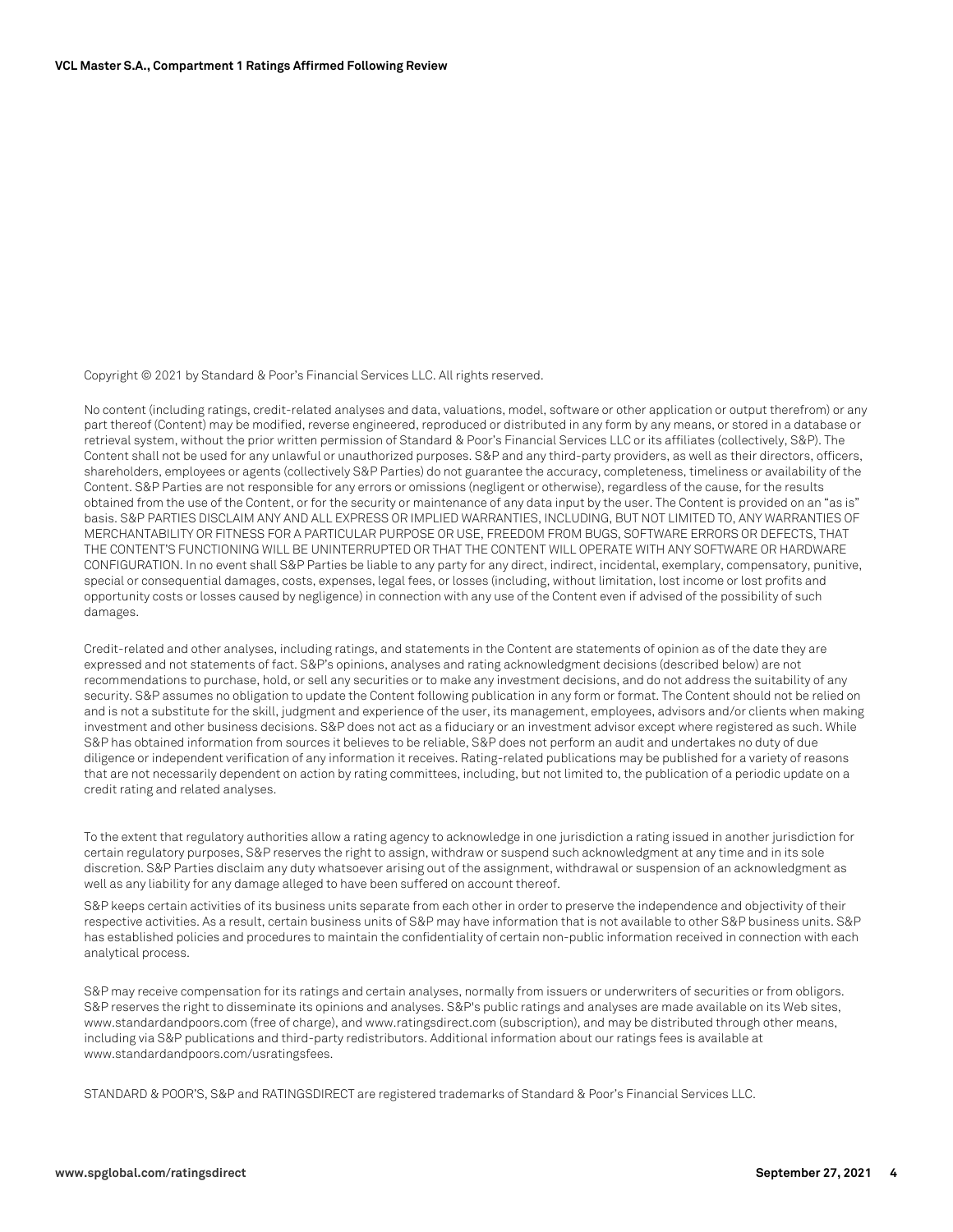Copyright © 2021 by Standard & Poor's Financial Services LLC. All rights reserved.

No content (including ratings, credit-related analyses and data, valuations, model, software or other application or output therefrom) or any part thereof (Content) may be modified, reverse engineered, reproduced or distributed in any form by any means, or stored in a database or retrieval system, without the prior written permission of Standard & Poor's Financial Services LLC or its affiliates (collectively, S&P). The Content shall not be used for any unlawful or unauthorized purposes. S&P and any third-party providers, as well as their directors, officers, shareholders, employees or agents (collectively S&P Parties) do not guarantee the accuracy, completeness, timeliness or availability of the Content. S&P Parties are not responsible for any errors or omissions (negligent or otherwise), regardless of the cause, for the results obtained from the use of the Content, or for the security or maintenance of any data input by the user. The Content is provided on an "as is" basis. S&P PARTIES DISCLAIM ANY AND ALL EXPRESS OR IMPLIED WARRANTIES, INCLUDING, BUT NOT LIMITED TO, ANY WARRANTIES OF MERCHANTABILITY OR FITNESS FOR A PARTICULAR PURPOSE OR USE, FREEDOM FROM BUGS, SOFTWARE ERRORS OR DEFECTS, THAT THE CONTENT'S FUNCTIONING WILL BE UNINTERRUPTED OR THAT THE CONTENT WILL OPERATE WITH ANY SOFTWARE OR HARDWARE CONFIGURATION. In no event shall S&P Parties be liable to any party for any direct, indirect, incidental, exemplary, compensatory, punitive, special or consequential damages, costs, expenses, legal fees, or losses (including, without limitation, lost income or lost profits and opportunity costs or losses caused by negligence) in connection with any use of the Content even if advised of the possibility of such damages.

Credit-related and other analyses, including ratings, and statements in the Content are statements of opinion as of the date they are expressed and not statements of fact. S&P's opinions, analyses and rating acknowledgment decisions (described below) are not recommendations to purchase, hold, or sell any securities or to make any investment decisions, and do not address the suitability of any security. S&P assumes no obligation to update the Content following publication in any form or format. The Content should not be relied on and is not a substitute for the skill, judgment and experience of the user, its management, employees, advisors and/or clients when making investment and other business decisions. S&P does not act as a fiduciary or an investment advisor except where registered as such. While S&P has obtained information from sources it believes to be reliable, S&P does not perform an audit and undertakes no duty of due diligence or independent verification of any information it receives. Rating-related publications may be published for a variety of reasons that are not necessarily dependent on action by rating committees, including, but not limited to, the publication of a periodic update on a credit rating and related analyses.

To the extent that regulatory authorities allow a rating agency to acknowledge in one jurisdiction a rating issued in another jurisdiction for certain regulatory purposes, S&P reserves the right to assign, withdraw or suspend such acknowledgment at any time and in its sole discretion. S&P Parties disclaim any duty whatsoever arising out of the assignment, withdrawal or suspension of an acknowledgment as well as any liability for any damage alleged to have been suffered on account thereof.

S&P keeps certain activities of its business units separate from each other in order to preserve the independence and objectivity of their respective activities. As a result, certain business units of S&P may have information that is not available to other S&P business units. S&P has established policies and procedures to maintain the confidentiality of certain non-public information received in connection with each analytical process.

S&P may receive compensation for its ratings and certain analyses, normally from issuers or underwriters of securities or from obligors. S&P reserves the right to disseminate its opinions and analyses. S&P's public ratings and analyses are made available on its Web sites, www.standardandpoors.com (free of charge), and www.ratingsdirect.com (subscription), and may be distributed through other means, including via S&P publications and third-party redistributors. Additional information about our ratings fees is available at www.standardandpoors.com/usratingsfees.

STANDARD & POOR'S, S&P and RATINGSDIRECT are registered trademarks of Standard & Poor's Financial Services LLC.